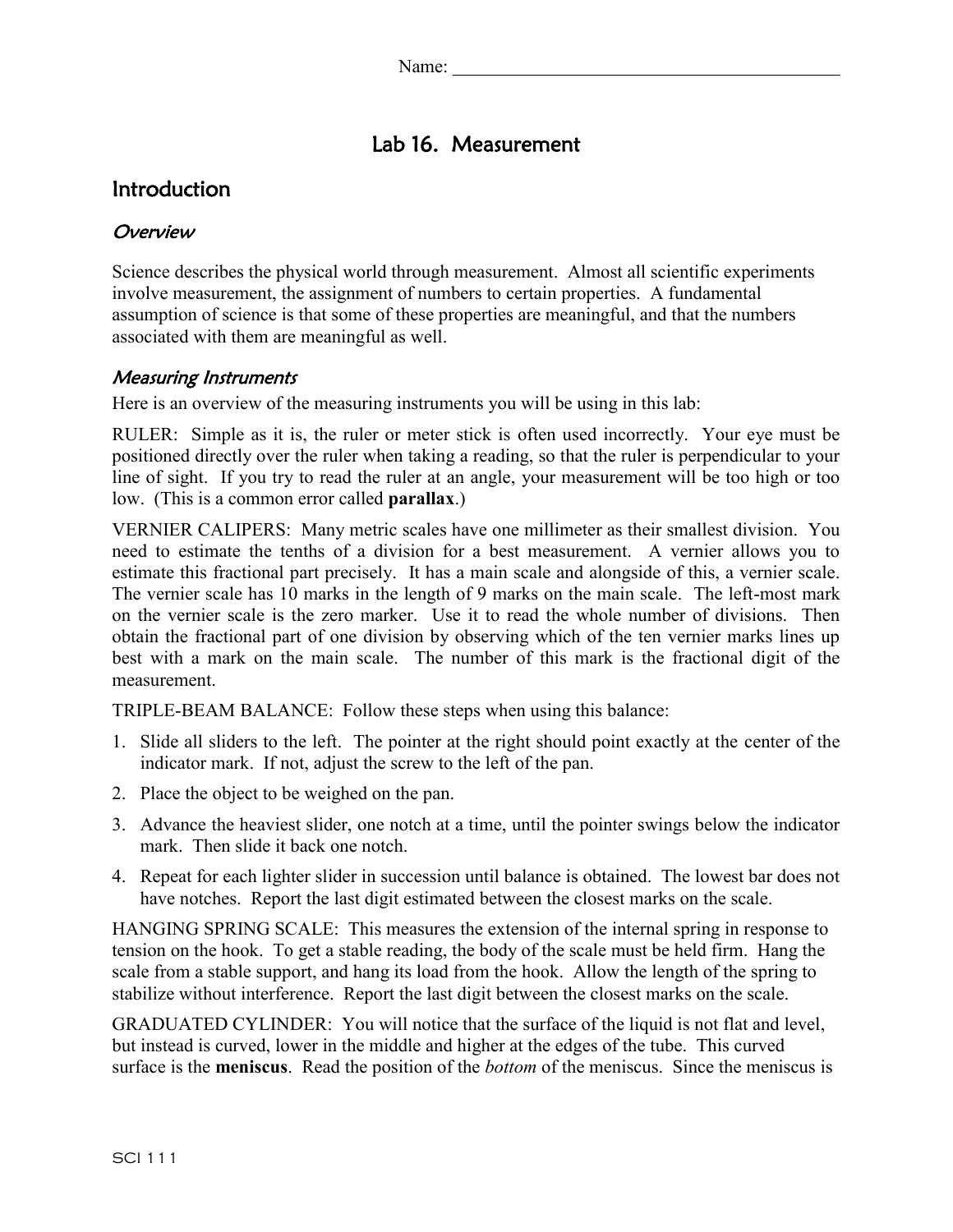Name: \_\_\_\_\_\_\_\_\_\_\_\_\_\_\_\_\_\_\_\_\_\_\_\_\_\_\_\_\_\_\_\_\_\_\_\_\_\_\_\_

# Lab 16. Measurement

## Introduction

### *Overview*

Science describes the physical world through measurement. Almost all scientific experiments involve measurement, the assignment of numbers to certain properties. A fundamental assumption of science is that some of these properties are meaningful, and that the numbers associated with them are meaningful as well.

### *Measuring Instruments*

Here is an overview of the measuring instruments you will be using in this lab:

RULER: Simple as it is, the ruler or meter stick is often used incorrectly. Your eye must be positioned directly over the ruler when taking a reading, so that the ruler is perpendicular to your line of sight. If you try to read the ruler at an angle, your measurement will be too high or too low. (This is a common error called **parallax**.)

VERNIER CALIPERS: Many metric scales have one millimeter as their smallest division. You need to estimate the tenths of a division for a best measurement. A vernier allows you to estimate this fractional part precisely. It has a main scale and alongside of this, a vernier scale. The vernier scale has 10 marks in the length of 9 marks on the main scale. The left-most mark on the vernier scale is the zero marker. Use it to read the whole number of divisions. Then obtain the fractional part of one division by observing which of the ten vernier marks lines up best with a mark on the main scale. The number of this mark is the fractional digit of the measurement.

TRIPLE-BEAM BALANCE: Follow these steps when using this balance:

1. Slide all sliders to the left. The pointer at the right should point exactly at the center of the indicator mark. If not, adjust the screw to the left of the pan.
2. Place the object to be weighed on the pan.
3. Advance the heaviest slider, one notch at a time, until the pointer swings below the indicator mark. Then slide it back one notch.
4. Repeat for each lighter slider in succession until balance is obtained. The lowest bar does not have notches. Report the last digit estimated between the closest marks on the scale.

HANGING SPRING SCALE: This measures the extension of the internal spring in response to tension on the hook. To get a stable reading, the body of the scale must be held firm. Hang the scale from a stable support, and hang its load from the hook. Allow the length of the spring to stabilize without interference. Report the last digit between the closest marks on the scale.

GRADUATED CYLINDER: You will notice that the surface of the liquid is not flat and level, but instead is curved, lower in the middle and higher at the edges of the tube. This curved surface is the **meniscus**. Read the position of the *bottom* of the meniscus. Since the meniscus is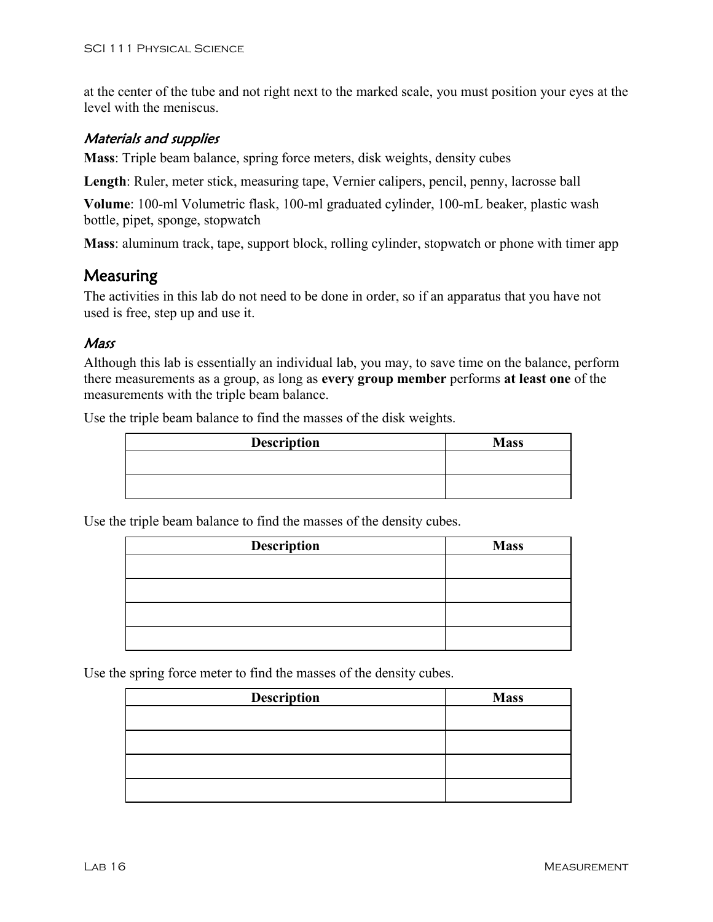at the center of the tube and not right next to the marked scale, you must position your eyes at the level with the meniscus.

### *Materials and supplies*

**Mass**: Triple beam balance, spring force meters, disk weights, density cubes

**Length**: Ruler, meter stick, measuring tape, Vernier calipers, pencil, penny, lacrosse ball

**Volume**: 100-ml Volumetric flask, 100-ml graduated cylinder, 100-mL beaker, plastic wash bottle, pipet, sponge, stopwatch

**Mass**: aluminum track, tape, support block, rolling cylinder, stopwatch or phone with timer app

## Measuring

The activities in this lab do not need to be done in order, so if an apparatus that you have not used is free, step up and use it.

### *Mass*

Although this lab is essentially an individual lab, you may, to save time on the balance, perform there measurements as a group, as long as **every group member** performs **at least one** of the measurements with the triple beam balance.

Use the triple beam balance to find the masses of the disk weights.

| Description | Mass |
| --- | --- |
| | |
| | |

Use the triple beam balance to find the masses of the density cubes.

| Description | Mass |
| --- | --- |
| | |
| | |
| | |
| | |

Use the spring force meter to find the masses of the density cubes.

| Description | Mass |
| --- | --- |
| | |
| | |
| | |
| | |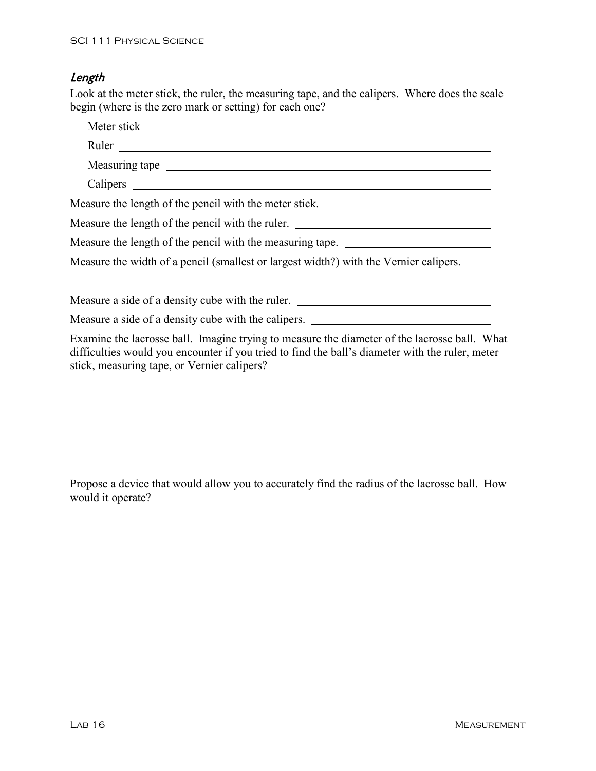### *Length*

Look at the meter stick, the ruler, the measuring tape, and the calipers. Where does the scale begin (where is the zero mark or setting) for each one?

Meter stick ______________________________

Ruler ______________________________

Measuring tape ______________________________

Calipers ______________________________

Measure the length of the pencil with the meter stick. ______________________________

Measure the length of the pencil with the ruler. ______________________________

Measure the length of the pencil with the measuring tape. ______________________________

Measure the width of a pencil (smallest or largest width?) with the Vernier calipers.

______________________________

Measure a side of a density cube with the ruler. ______________________________

Measure a side of a density cube with the calipers. ______________________________

Examine the lacrosse ball. Imagine trying to measure the diameter of the lacrosse ball. What difficulties would you encounter if you tried to find the ball's diameter with the ruler, meter stick, measuring tape, or Vernier calipers?

Propose a device that would allow you to accurately find the radius of the lacrosse ball. How would it operate?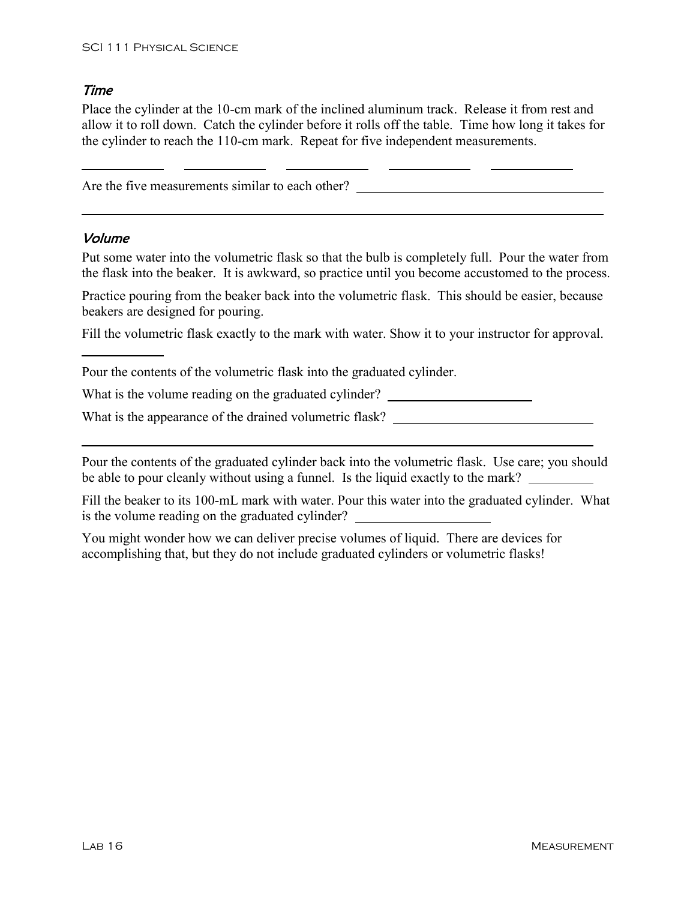### *Time*

Place the cylinder at the 10-cm mark of the inclined aluminum track. Release it from rest and allow it to roll down. Catch the cylinder before it rolls off the table. Time how long it takes for the cylinder to reach the 110-cm mark. Repeat for five independent measurements.

\_\_\_\_\_\_\_\_\_\_ \_\_\_\_\_\_\_\_\_\_ \_\_\_\_\_\_\_\_\_\_ \_\_\_\_\_\_\_\_\_\_ \_\_\_\_\_\_\_\_\_\_

Are the five measurements similar to each other? \_\_\_\_\_\_\_\_\_\_\_\_\_\_\_\_\_\_\_\_\_\_\_\_\_\_\_\_\_\_

\_\_\_\_\_\_\_\_\_\_\_\_\_\_\_\_\_\_\_\_\_\_\_\_\_\_\_\_\_\_\_\_\_\_\_\_\_\_\_\_\_\_\_\_\_\_\_\_\_\_\_\_\_\_\_\_\_\_\_\_

### *Volume*

Put some water into the volumetric flask so that the bulb is completely full. Pour the water from the flask into the beaker. It is awkward, so practice until you become accustomed to the process.

Practice pouring from the beaker back into the volumetric flask. This should be easier, because beakers are designed for pouring.

Fill the volumetric flask exactly to the mark with water. Show it to your instructor for approval.

\_\_\_\_\_\_\_\_\_\_

Pour the contents of the volumetric flask into the graduated cylinder.

What is the volume reading on the graduated cylinder? \_\_\_\_\_\_\_\_\_\_\_\_\_\_\_\_\_\_

What is the appearance of the drained volumetric flask? \_\_\_\_\_\_\_\_\_\_\_\_\_\_\_\_\_\_\_\_\_\_\_\_

\_\_\_\_\_\_\_\_\_\_\_\_\_\_\_\_\_\_\_\_\_\_\_\_\_\_\_\_\_\_\_\_\_\_\_\_\_\_\_\_\_\_\_\_\_\_\_\_\_\_\_\_\_\_\_\_\_\_\_\_

Pour the contents of the graduated cylinder back into the volumetric flask. Use care; you should be able to pour cleanly without using a funnel. Is the liquid exactly to the mark? \_\_\_\_\_\_\_\_

Fill the beaker to its 100-mL mark with water. Pour this water into the graduated cylinder. What is the volume reading on the graduated cylinder? \_\_\_\_\_\_\_\_\_\_\_\_\_\_\_\_

You might wonder how we can deliver precise volumes of liquid. There are devices for accomplishing that, but they do not include graduated cylinders or volumetric flasks!